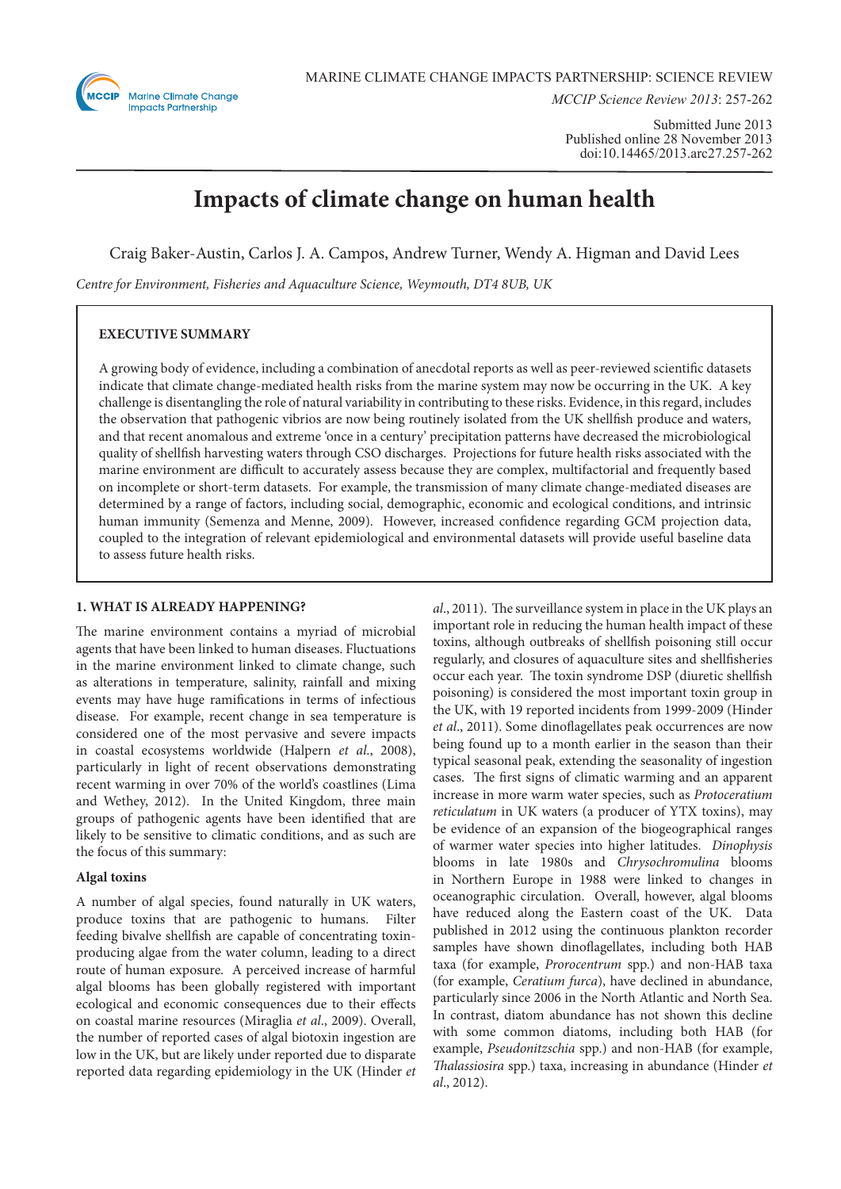MARINE CLIMATE CHANGE IMPACTS PARTNERSHIP: SCIENCE REVIEW

*MCCIP Science Review 2013*: 257-262

Submitted June 2013
Published online 28 November 2013
doi:10.14465/2013.arc27.257-262

# Impacts of climate change on human health

Craig Baker-Austin, Carlos J. A. Campos, Andrew Turner, Wendy A. Higman and David Lees

*Centre for Environment, Fisheries and Aquaculture Science, Weymouth, DT4 8UB, UK*

**EXECUTIVE SUMMARY**

A growing body of evidence, including a combination of anecdotal reports as well as peer-reviewed scientific datasets indicate that climate change-mediated health risks from the marine system may now be occurring in the UK. A key challenge is disentangling the role of natural variability in contributing to these risks. Evidence, in this regard, includes the observation that pathogenic vibrios are now being routinely isolated from the UK shellfish produce and waters, and that recent anomalous and extreme 'once in a century' precipitation patterns have decreased the microbiological quality of shellfish harvesting waters through CSO discharges. Projections for future health risks associated with the marine environment are difficult to accurately assess because they are complex, multifactorial and frequently based on incomplete or short-term datasets. For example, the transmission of many climate change-mediated diseases are determined by a range of factors, including social, demographic, economic and ecological conditions, and intrinsic human immunity (Semenza and Menne, 2009). However, increased confidence regarding GCM projection data, coupled to the integration of relevant epidemiological and environmental datasets will provide useful baseline data to assess future health risks.

## 1. WHAT IS ALREADY HAPPENING?

The marine environment contains a myriad of microbial agents that have been linked to human diseases. Fluctuations in the marine environment linked to climate change, such as alterations in temperature, salinity, rainfall and mixing events may have huge ramifications in terms of infectious disease. For example, recent change in sea temperature is considered one of the most pervasive and severe impacts in coastal ecosystems worldwide (Halpern *et al*., 2008), particularly in light of recent observations demonstrating recent warming in over 70% of the world's coastlines (Lima and Wethey, 2012). In the United Kingdom, three main groups of pathogenic agents have been identified that are likely to be sensitive to climatic conditions, and as such are the focus of this summary:

### Algal toxins

A number of algal species, found naturally in UK waters, produce toxins that are pathogenic to humans. Filter feeding bivalve shellfish are capable of concentrating toxin-producing algae from the water column, leading to a direct route of human exposure. A perceived increase of harmful algal blooms has been globally registered with important ecological and economic consequences due to their effects on coastal marine resources (Miraglia *et al*., 2009). Overall, the number of reported cases of algal biotoxin ingestion are low in the UK, but are likely under reported due to disparate reported data regarding epidemiology in the UK (Hinder *et al*., 2011). The surveillance system in place in the UK plays an important role in reducing the human health impact of these toxins, although outbreaks of shellfish poisoning still occur regularly, and closures of aquaculture sites and shellfisheries occur each year. The toxin syndrome DSP (diuretic shellfish poisoning) is considered the most important toxin group in the UK, with 19 reported incidents from 1999-2009 (Hinder *et al*., 2011). Some dinoflagellates peak occurrences are now being found up to a month earlier in the season than their typical seasonal peak, extending the seasonality of ingestion cases. The first signs of climatic warming and an apparent increase in more warm water species, such as *Protoceratium reticulatum* in UK waters (a producer of YTX toxins), may be evidence of an expansion of the biogeographical ranges of warmer water species into higher latitudes. *Dinophysis* blooms in late 1980s and *Chrysochromulina* blooms in Northern Europe in 1988 were linked to changes in oceanographic circulation. Overall, however, algal blooms have reduced along the Eastern coast of the UK. Data published in 2012 using the continuous plankton recorder samples have shown dinoflagellates, including both HAB taxa (for example, *Prorocentrum* spp.) and non-HAB taxa (for example, *Ceratium furca*), have declined in abundance, particularly since 2006 in the North Atlantic and North Sea. In contrast, diatom abundance has not shown this decline with some common diatoms, including both HAB (for example, *Pseudonitzschia* spp.) and non-HAB (for example, *Thalassiosira* spp.) taxa, increasing in abundance (Hinder *et al*., 2012).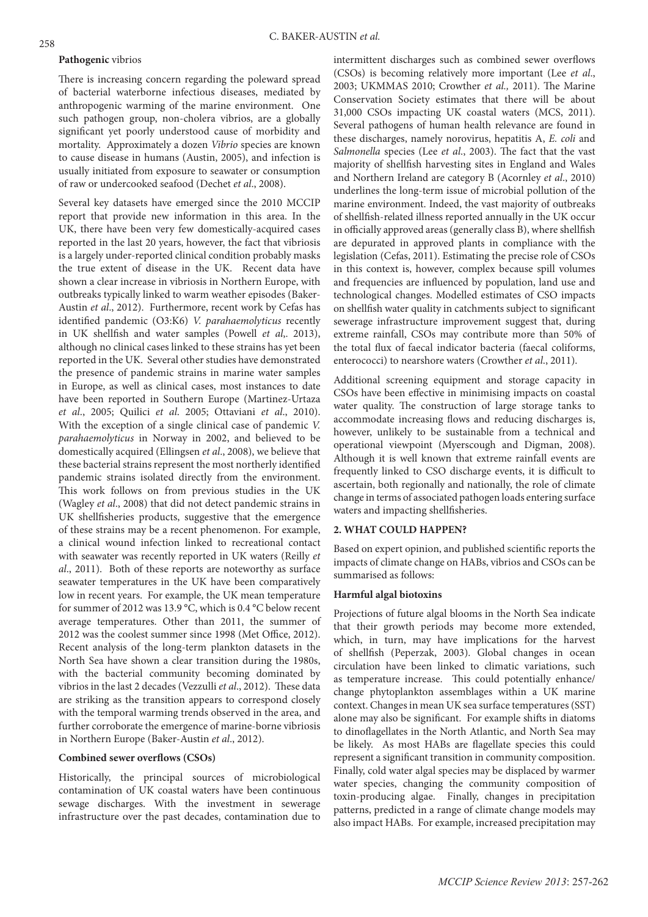**Pathogenic** vibrios

There is increasing concern regarding the poleward spread of bacterial waterborne infectious diseases, mediated by anthropogenic warming of the marine environment. One such pathogen group, non-cholera vibrios, are a globally significant yet poorly understood cause of morbidity and mortality. Approximately a dozen *Vibrio* species are known to cause disease in humans (Austin, 2005), and infection is usually initiated from exposure to seawater or consumption of raw or undercooked seafood (Dechet *et al*., 2008).

Several key datasets have emerged since the 2010 MCCIP report that provide new information in this area. In the UK, there have been very few domestically-acquired cases reported in the last 20 years, however, the fact that vibriosis is a largely under-reported clinical condition probably masks the true extent of disease in the UK. Recent data have shown a clear increase in vibriosis in Northern Europe, with outbreaks typically linked to warm weather episodes (Baker-Austin *et al*., 2012). Furthermore, recent work by Cefas has identified pandemic (O3:K6) *V. parahaemolyticus* recently in UK shellfish and water samples (Powell *et al*,. 2013), although no clinical cases linked to these strains has yet been reported in the UK. Several other studies have demonstrated the presence of pandemic strains in marine water samples in Europe, as well as clinical cases, most instances to date have been reported in Southern Europe (Martinez-Urtaza *et al*., 2005; Quilici *et al*. 2005; Ottaviani *et al*., 2010). With the exception of a single clinical case of pandemic *V. parahaemolyticus* in Norway in 2002, and believed to be domestically acquired (Ellingsen *et al*., 2008), we believe that these bacterial strains represent the most northerly identified pandemic strains isolated directly from the environment. This work follows on from previous studies in the UK (Wagley *et al*., 2008) that did not detect pandemic strains in UK shellfisheries products, suggestive that the emergence of these strains may be a recent phenomenon. For example, a clinical wound infection linked to recreational contact with seawater was recently reported in UK waters (Reilly *et al*., 2011). Both of these reports are noteworthy as surface seawater temperatures in the UK have been comparatively low in recent years. For example, the UK mean temperature for summer of 2012 was 13.9 °C, which is 0.4 °C below recent average temperatures. Other than 2011, the summer of 2012 was the coolest summer since 1998 (Met Office, 2012). Recent analysis of the long-term plankton datasets in the North Sea have shown a clear transition during the 1980s, with the bacterial community becoming dominated by vibrios in the last 2 decades (Vezzulli *et al*., 2012). These data are striking as the transition appears to correspond closely with the temporal warming trends observed in the area, and further corroborate the emergence of marine-borne vibriosis in Northern Europe (Baker-Austin *et al*., 2012).

**Combined sewer overflows (CSOs)**

Historically, the principal sources of microbiological contamination of UK coastal waters have been continuous sewage discharges. With the investment in sewerage infrastructure over the past decades, contamination due to intermittent discharges such as combined sewer overflows (CSOs) is becoming relatively more important (Lee *et al*., 2003; UKMMAS 2010; Crowther *et al.,* 2011). The Marine Conservation Society estimates that there will be about 31,000 CSOs impacting UK coastal waters (MCS, 2011). Several pathogens of human health relevance are found in these discharges, namely norovirus, hepatitis A, *E. coli* and *Salmonella* species (Lee *et al*., 2003). The fact that the vast majority of shellfish harvesting sites in England and Wales and Northern Ireland are category B (Acornley *et al*., 2010) underlines the long-term issue of microbial pollution of the marine environment. Indeed, the vast majority of outbreaks of shellfish-related illness reported annually in the UK occur in officially approved areas (generally class B), where shellfish are depurated in approved plants in compliance with the legislation (Cefas, 2011). Estimating the precise role of CSOs in this context is, however, complex because spill volumes and frequencies are influenced by population, land use and technological changes. Modelled estimates of CSO impacts on shellfish water quality in catchments subject to significant sewerage infrastructure improvement suggest that, during extreme rainfall, CSOs may contribute more than 50% of the total flux of faecal indicator bacteria (faecal coliforms, enterococci) to nearshore waters (Crowther *et al*., 2011).

Additional screening equipment and storage capacity in CSOs have been effective in minimising impacts on coastal water quality. The construction of large storage tanks to accommodate increasing flows and reducing discharges is, however, unlikely to be sustainable from a technical and operational viewpoint (Myerscough and Digman, 2008). Although it is well known that extreme rainfall events are frequently linked to CSO discharge events, it is difficult to ascertain, both regionally and nationally, the role of climate change in terms of associated pathogen loads entering surface waters and impacting shellfisheries.

## 2. WHAT COULD HAPPEN?

Based on expert opinion, and published scientific reports the impacts of climate change on HABs, vibrios and CSOs can be summarised as follows:

**Harmful algal biotoxins**

Projections of future algal blooms in the North Sea indicate that their growth periods may become more extended, which, in turn, may have implications for the harvest of shellfish (Peperzak, 2003). Global changes in ocean circulation have been linked to climatic variations, such as temperature increase. This could potentially enhance/change phytoplankton assemblages within a UK marine context. Changes in mean UK sea surface temperatures (SST) alone may also be significant. For example shifts in diatoms to dinoflagellates in the North Atlantic, and North Sea may be likely. As most HABs are flagellate species this could represent a significant transition in community composition. Finally, cold water algal species may be displaced by warmer water species, changing the community composition of toxin-producing algae. Finally, changes in precipitation patterns, predicted in a range of climate change models may also impact HABs. For example, increased precipitation may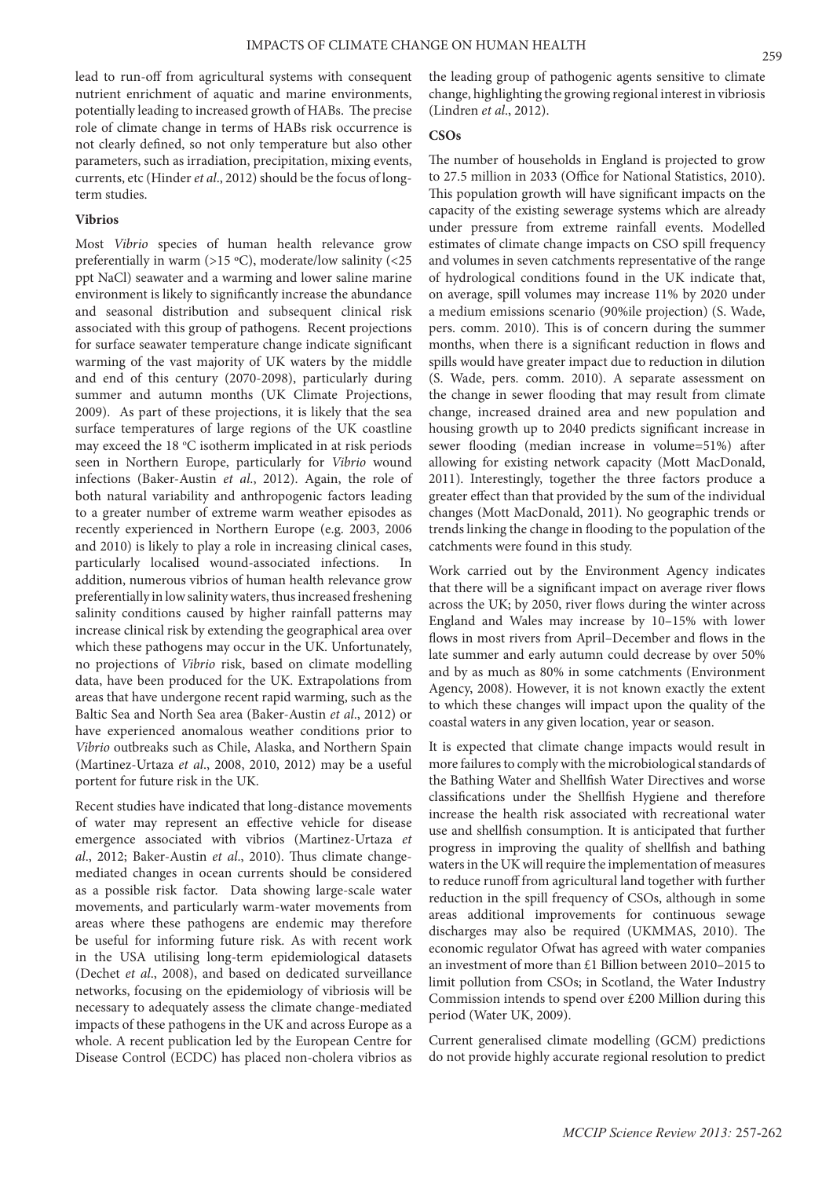lead to run-off from agricultural systems with consequent nutrient enrichment of aquatic and marine environments, potentially leading to increased growth of HABs. The precise role of climate change in terms of HABs risk occurrence is not clearly defined, so not only temperature but also other parameters, such as irradiation, precipitation, mixing events, currents, etc (Hinder *et al*., 2012) should be the focus of long-term studies.

### Vibrios

Most *Vibrio* species of human health relevance grow preferentially in warm (>15 ºC), moderate/low salinity (<25 ppt NaCl) seawater and a warming and lower saline marine environment is likely to significantly increase the abundance and seasonal distribution and subsequent clinical risk associated with this group of pathogens. Recent projections for surface seawater temperature change indicate significant warming of the vast majority of UK waters by the middle and end of this century (2070-2098), particularly during summer and autumn months (UK Climate Projections, 2009). As part of these projections, it is likely that the sea surface temperatures of large regions of the UK coastline may exceed the 18 ºC isotherm implicated in at risk periods seen in Northern Europe, particularly for *Vibrio* wound infections (Baker-Austin *et al*., 2012). Again, the role of both natural variability and anthropogenic factors leading to a greater number of extreme warm weather episodes as recently experienced in Northern Europe (e.g. 2003, 2006 and 2010) is likely to play a role in increasing clinical cases, particularly localised wound-associated infections. In addition, numerous vibrios of human health relevance grow preferentially in low salinity waters, thus increased freshening salinity conditions caused by higher rainfall patterns may increase clinical risk by extending the geographical area over which these pathogens may occur in the UK. Unfortunately, no projections of *Vibrio* risk, based on climate modelling data, have been produced for the UK. Extrapolations from areas that have undergone recent rapid warming, such as the Baltic Sea and North Sea area (Baker-Austin *et al*., 2012) or have experienced anomalous weather conditions prior to *Vibrio* outbreaks such as Chile, Alaska, and Northern Spain (Martinez-Urtaza *et al*., 2008, 2010, 2012) may be a useful portent for future risk in the UK.

Recent studies have indicated that long-distance movements of water may represent an effective vehicle for disease emergence associated with vibrios (Martinez-Urtaza *et al*., 2012; Baker-Austin *et al*., 2010). Thus climate change-mediated changes in ocean currents should be considered as a possible risk factor. Data showing large-scale water movements, and particularly warm-water movements from areas where these pathogens are endemic may therefore be useful for informing future risk. As with recent work in the USA utilising long-term epidemiological datasets (Dechet *et al*., 2008), and based on dedicated surveillance networks, focusing on the epidemiology of vibriosis will be necessary to adequately assess the climate change-mediated impacts of these pathogens in the UK and across Europe as a whole. A recent publication led by the European Centre for Disease Control (ECDC) has placed non-cholera vibrios as the leading group of pathogenic agents sensitive to climate change, highlighting the growing regional interest in vibriosis (Lindren *et al*., 2012).

### CSOs

The number of households in England is projected to grow to 27.5 million in 2033 (Office for National Statistics, 2010). This population growth will have significant impacts on the capacity of the existing sewerage systems which are already under pressure from extreme rainfall events. Modelled estimates of climate change impacts on CSO spill frequency and volumes in seven catchments representative of the range of hydrological conditions found in the UK indicate that, on average, spill volumes may increase 11% by 2020 under a medium emissions scenario (90%ile projection) (S. Wade, pers. comm. 2010). This is of concern during the summer months, when there is a significant reduction in flows and spills would have greater impact due to reduction in dilution (S. Wade, pers. comm. 2010). A separate assessment on the change in sewer flooding that may result from climate change, increased drained area and new population and housing growth up to 2040 predicts significant increase in sewer flooding (median increase in volume=51%) after allowing for existing network capacity (Mott MacDonald, 2011). Interestingly, together the three factors produce a greater effect than that provided by the sum of the individual changes (Mott MacDonald, 2011). No geographic trends or trends linking the change in flooding to the population of the catchments were found in this study.

Work carried out by the Environment Agency indicates that there will be a significant impact on average river flows across the UK; by 2050, river flows during the winter across England and Wales may increase by 10–15% with lower flows in most rivers from April–December and flows in the late summer and early autumn could decrease by over 50% and by as much as 80% in some catchments (Environment Agency, 2008). However, it is not known exactly the extent to which these changes will impact upon the quality of the coastal waters in any given location, year or season.

It is expected that climate change impacts would result in more failures to comply with the microbiological standards of the Bathing Water and Shellfish Water Directives and worse classifications under the Shellfish Hygiene and therefore increase the health risk associated with recreational water use and shellfish consumption. It is anticipated that further progress in improving the quality of shellfish and bathing waters in the UK will require the implementation of measures to reduce runoff from agricultural land together with further reduction in the spill frequency of CSOs, although in some areas additional improvements for continuous sewage discharges may also be required (UKMMAS, 2010). The economic regulator Ofwat has agreed with water companies an investment of more than £1 Billion between 2010–2015 to limit pollution from CSOs; in Scotland, the Water Industry Commission intends to spend over £200 Million during this period (Water UK, 2009).

Current generalised climate modelling (GCM) predictions do not provide highly accurate regional resolution to predict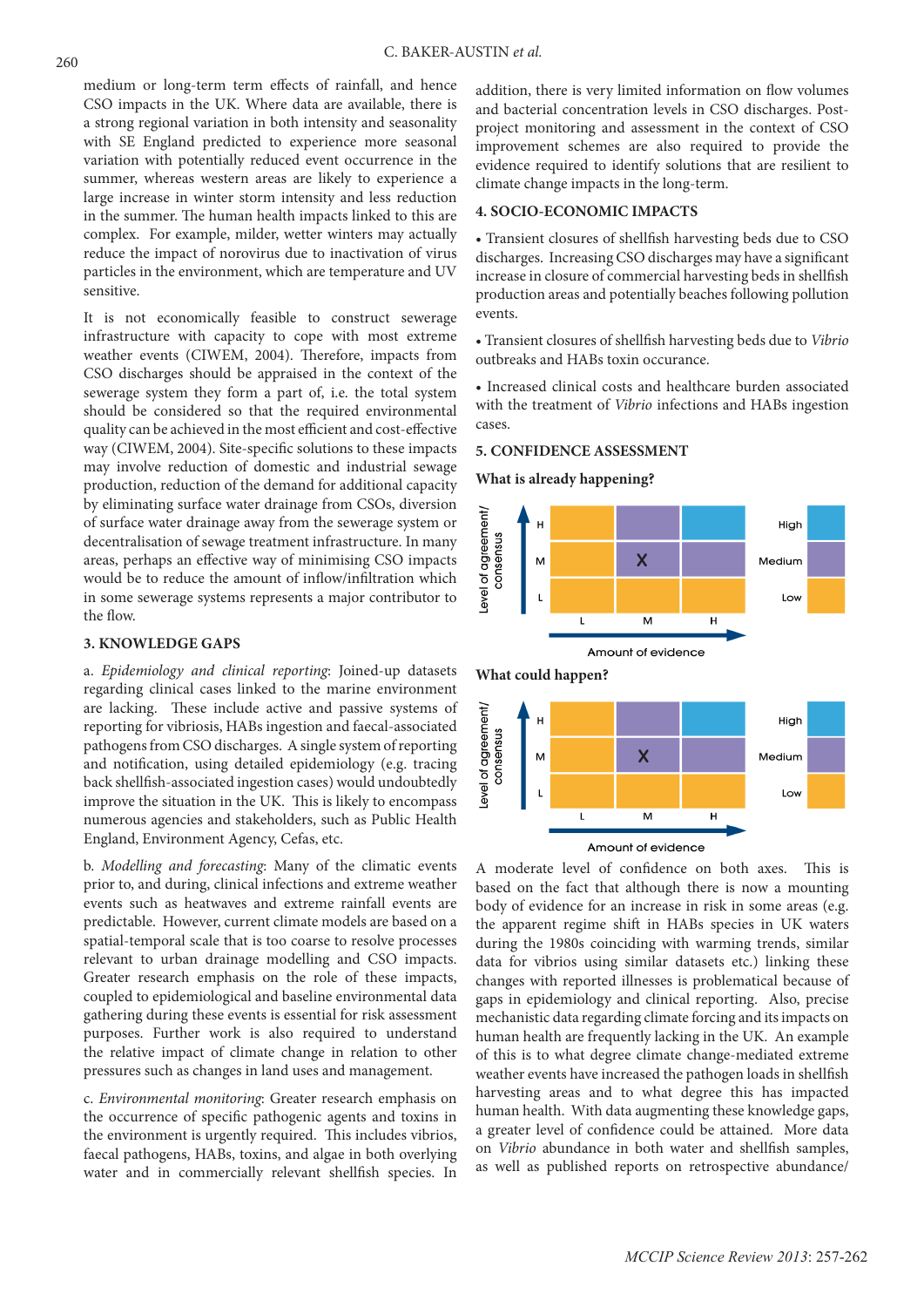medium or long-term term effects of rainfall, and hence CSO impacts in the UK. Where data are available, there is a strong regional variation in both intensity and seasonality with SE England predicted to experience more seasonal variation with potentially reduced event occurrence in the summer, whereas western areas are likely to experience a large increase in winter storm intensity and less reduction in the summer. The human health impacts linked to this are complex. For example, milder, wetter winters may actually reduce the impact of norovirus due to inactivation of virus particles in the environment, which are temperature and UV sensitive.

It is not economically feasible to construct sewerage infrastructure with capacity to cope with most extreme weather events (CIWEM, 2004). Therefore, impacts from CSO discharges should be appraised in the context of the sewerage system they form a part of, i.e. the total system should be considered so that the required environmental quality can be achieved in the most efficient and cost-effective way (CIWEM, 2004). Site-specific solutions to these impacts may involve reduction of domestic and industrial sewage production, reduction of the demand for additional capacity by eliminating surface water drainage from CSOs, diversion of surface water drainage away from the sewerage system or decentralisation of sewage treatment infrastructure. In many areas, perhaps an effective way of minimising CSO impacts would be to reduce the amount of inflow/infiltration which in some sewerage systems represents a major contributor to the flow.

## 3. KNOWLEDGE GAPS

a. *Epidemiology and clinical reporting*: Joined-up datasets regarding clinical cases linked to the marine environment are lacking. These include active and passive systems of reporting for vibriosis, HABs ingestion and faecal-associated pathogens from CSO discharges. A single system of reporting and notification, using detailed epidemiology (e.g. tracing back shellfish-associated ingestion cases) would undoubtedly improve the situation in the UK. This is likely to encompass numerous agencies and stakeholders, such as Public Health England, Environment Agency, Cefas, etc.

b. *Modelling and forecasting*: Many of the climatic events prior to, and during, clinical infections and extreme weather events such as heatwaves and extreme rainfall events are predictable. However, current climate models are based on a spatial-temporal scale that is too coarse to resolve processes relevant to urban drainage modelling and CSO impacts. Greater research emphasis on the role of these impacts, coupled to epidemiological and baseline environmental data gathering during these events is essential for risk assessment purposes. Further work is also required to understand the relative impact of climate change in relation to other pressures such as changes in land uses and management.

c. *Environmental monitoring*: Greater research emphasis on the occurrence of specific pathogenic agents and toxins in the environment is urgently required. This includes vibrios, faecal pathogens, HABs, toxins, and algae in both overlying water and in commercially relevant shellfish species. In addition, there is very limited information on flow volumes and bacterial concentration levels in CSO discharges. Post-project monitoring and assessment in the context of CSO improvement schemes are also required to provide the evidence required to identify solutions that are resilient to climate change impacts in the long-term.

## 4. SOCIO-ECONOMIC IMPACTS

- Transient closures of shellfish harvesting beds due to CSO discharges. Increasing CSO discharges may have a significant increase in closure of commercial harvesting beds in shellfish production areas and potentially beaches following pollution events.

- Transient closures of shellfish harvesting beds due to *Vibrio* outbreaks and HABs toxin occurance.

- Increased clinical costs and healthcare burden associated with the treatment of *Vibrio* infections and HABs ingestion cases.

## 5. CONFIDENCE ASSESSMENT

**What is already happening?**

**What could happen?**

A moderate level of confidence on both axes. This is based on the fact that although there is now a mounting body of evidence for an increase in risk in some areas (e.g. the apparent regime shift in HABs species in UK waters during the 1980s coinciding with warming trends, similar data for vibrios using similar datasets etc.) linking these changes with reported illnesses is problematical because of gaps in epidemiology and clinical reporting. Also, precise mechanistic data regarding climate forcing and its impacts on human health are frequently lacking in the UK. An example of this is to what degree climate change-mediated extreme weather events have increased the pathogen loads in shellfish harvesting areas and to what degree this has impacted human health. With data augmenting these knowledge gaps, a greater level of confidence could be attained. More data on *Vibrio* abundance in both water and shellfish samples, as well as published reports on retrospective abundance/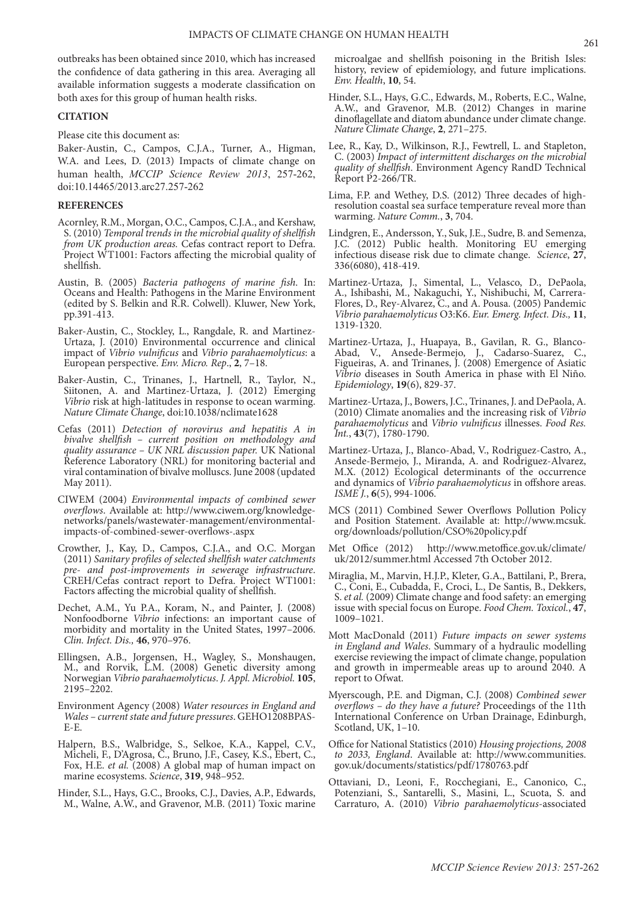outbreaks has been obtained since 2010, which has increased the confidence of data gathering in this area. Averaging all available information suggests a moderate classification on both axes for this group of human health risks.

## CITATION

Please cite this document as:

Baker-Austin, C., Campos, C.J.A., Turner, A., Higman, W.A. and Lees, D. (2013) Impacts of climate change on human health, *MCCIP Science Review 2013*, 257-262, doi:10.14465/2013.arc27.257-262

## REFERENCES

Acornley, R.M., Morgan, O.C., Campos, C.J.A., and Kershaw, S. (2010) *Temporal trends in the microbial quality of shellfish from UK production areas.* Cefas contract report to Defra. Project WT1001: Factors affecting the microbial quality of shellfish.

Austin, B. (2005) *Bacteria pathogens of marine fish*. In: Oceans and Health: Pathogens in the Marine Environment (edited by S. Belkin and R.R. Colwell). Kluwer, New York, pp.391-413.

Baker-Austin, C., Stockley, L., Rangdale, R. and Martinez-Urtaza, J. (2010) Environmental occurrence and clinical impact of *Vibrio vulnificus* and *Vibrio parahaemolyticus*: a European perspective. *Env. Micro. Rep*., **2**, 7–18.

Baker-Austin, C., Trinanes, J., Hartnell, R., Taylor, N., Siitonen, A. and Martinez-Urtaza, J. (2012) Emerging *Vibrio* risk at high-latitudes in response to ocean warming. *Nature Climate Change*, doi:10.1038/nclimate1628

Cefas (2011) *Detection of norovirus and hepatitis A in bivalve shellfish – current position on methodology and quality assurance – UK NRL discussion paper.* UK National Reference Laboratory (NRL) for monitoring bacterial and viral contamination of bivalve molluscs. June 2008 (updated May 2011).

CIWEM (2004) *Environmental impacts of combined sewer overflows.* Available at: http://www.ciwem.org/knowledge-networks/panels/wastewater-management/environmental-impacts-of-combined-sewer-overflows-.aspx

Crowther, J., Kay, D., Campos, C.J.A., and O.C. Morgan (2011) *Sanitary profiles of selected shellfish water catchments pre- and post-improvements in sewerage infrastructure*. CREH/Cefas contract report to Defra. Project WT1001: Factors affecting the microbial quality of shellfish.

Dechet, A.M., Yu P.A., Koram, N., and Painter, J. (2008) Nonfoodborne *Vibrio* infections: an important cause of morbidity and mortality in the United States, 1997–2006. *Clin. Infect. Dis.,* **46**, 970–976.

Ellingsen, A.B., Jorgensen, H., Wagley, S., Monshaugen, M., and Rorvik, L.M. (2008) Genetic diversity among Norwegian *Vibrio parahaemolyticus*. *J. Appl. Microbiol.* **105**, 2195–2202.

Environment Agency (2008) *Water resources in England and Wales – current state and future pressures*. GEHO1208BPAS-E-E.

Halpern, B.S., Walbridge, S., Selkoe, K.A., Kappel, C.V., Micheli, F., D'Agrosa, C., Bruno, J.F., Casey, K.S., Ebert, C., Fox, H.E. *et al.* (2008) A global map of human impact on marine ecosystems. *Science*, **319**, 948–952.

Hinder, S.L., Hays, G.C., Brooks, C.J., Davies, A.P., Edwards, M., Walne, A.W., and Gravenor, M.B. (2011) Toxic marine microalgae and shellfish poisoning in the British Isles: history, review of epidemiology, and future implications. *Env. Health*, **10**, 54.

Hinder, S.L., Hays, G.C., Edwards, M., Roberts, E.C., Walne, A.W., and Gravenor, M.B. (2012) Changes in marine dinoflagellate and diatom abundance under climate change. *Nature Climate Change*, **2**, 271–275.

Lee, R., Kay, D., Wilkinson, R.J., Fewtrell, L. and Stapleton, C. (2003) *Impact of intermittent discharges on the microbial quality of shellfish*. Environment Agency RandD Technical Report P2-266/TR.

Lima, F.P. and Wethey, D.S. (2012) Three decades of high-resolution coastal sea surface temperature reveal more than warming. *Nature Comm.*, **3**, 704.

Lindgren, E., Andersson, Y., Suk, J.E., Sudre, B. and Semenza, J.C. (2012) Public health. Monitoring EU emerging infectious disease risk due to climate change. *Science*, **27**, 336(6080), 418-419.

Martinez-Urtaza, J., Simental, L., Velasco, D., DePaola, A., Ishibashi, M., Nakaguchi, Y., Nishibuchi, M, Carrera-Flores, D., Rey-Alvarez, C., and A. Pousa. (2005) Pandemic *Vibrio parahaemolyticus* O3:K6. *Eur. Emerg. Infect. Dis.,* **11**, 1319-1320.

Martinez-Urtaza, J., Huapaya, B., Gavilan, R. G., Blanco-Abad, V., Ansede-Bermejo, J., Cadarso-Suarez, C., Figueiras, A. and Trinanes, J. (2008) Emergence of Asiatic *Vibrio* diseases in South America in phase with El Niño. *Epidemiology*, **19**(6), 829-37.

Martinez-Urtaza, J., Bowers, J.C., Trinanes, J. and DePaola, A. (2010) Climate anomalies and the increasing risk of *Vibrio parahaemolyticus* and *Vibrio vulnificus* illnesses. *Food Res. Int.*, **43**(7), 1780-1790.

Martinez-Urtaza, J., Blanco-Abad, V., Rodriguez-Castro, A., Ansede-Bermejo, J., Miranda, A. and Rodriguez-Alvarez, M.X. (2012) Ecological determinants of the occurrence and dynamics of *Vibrio parahaemolyticus* in offshore areas. *ISME J.*, **6**(5), 994-1006.

MCS (2011) Combined Sewer Overflows Pollution Policy and Position Statement. Available at: http://www.mcsuk.org/downloads/pollution/CSO%20policy.pdf

Met Office (2012) http://www.metoffice.gov.uk/climate/uk/2012/summer.html Accessed 7th October 2012.

Miraglia, M., Marvin, H.J.P., Kleter, G.A., Battilani, P., Brera, C., Coni, E., Cubadda, F., Croci, L., De Santis, B., Dekkers, S. *et al.* (2009) Climate change and food safety: an emerging issue with special focus on Europe. *Food Chem. Toxicol.*, **47**, 1009–1021.

Mott MacDonald (2011) *Future impacts on sewer systems in England and Wales*. Summary of a hydraulic modelling exercise reviewing the impact of climate change, population and growth in impermeable areas up to around 2040. A report to Ofwat.

Myerscough, P.E. and Digman, C.J. (2008) *Combined sewer overflows – do they have a future?* Proceedings of the 11th International Conference on Urban Drainage, Edinburgh, Scotland, UK, 1–10.

Office for National Statistics (2010) *Housing projections, 2008 to 2033, England*. Available at: http://www.communities.gov.uk/documents/statistics/pdf/1780763.pdf

Ottaviani, D., Leoni, F., Rocchegiani, E., Canonico, C., Potenziani, S., Santarelli, S., Masini, L., Scuota, S. and Carraturo, A. (2010) *Vibrio parahaemolyticus*-associated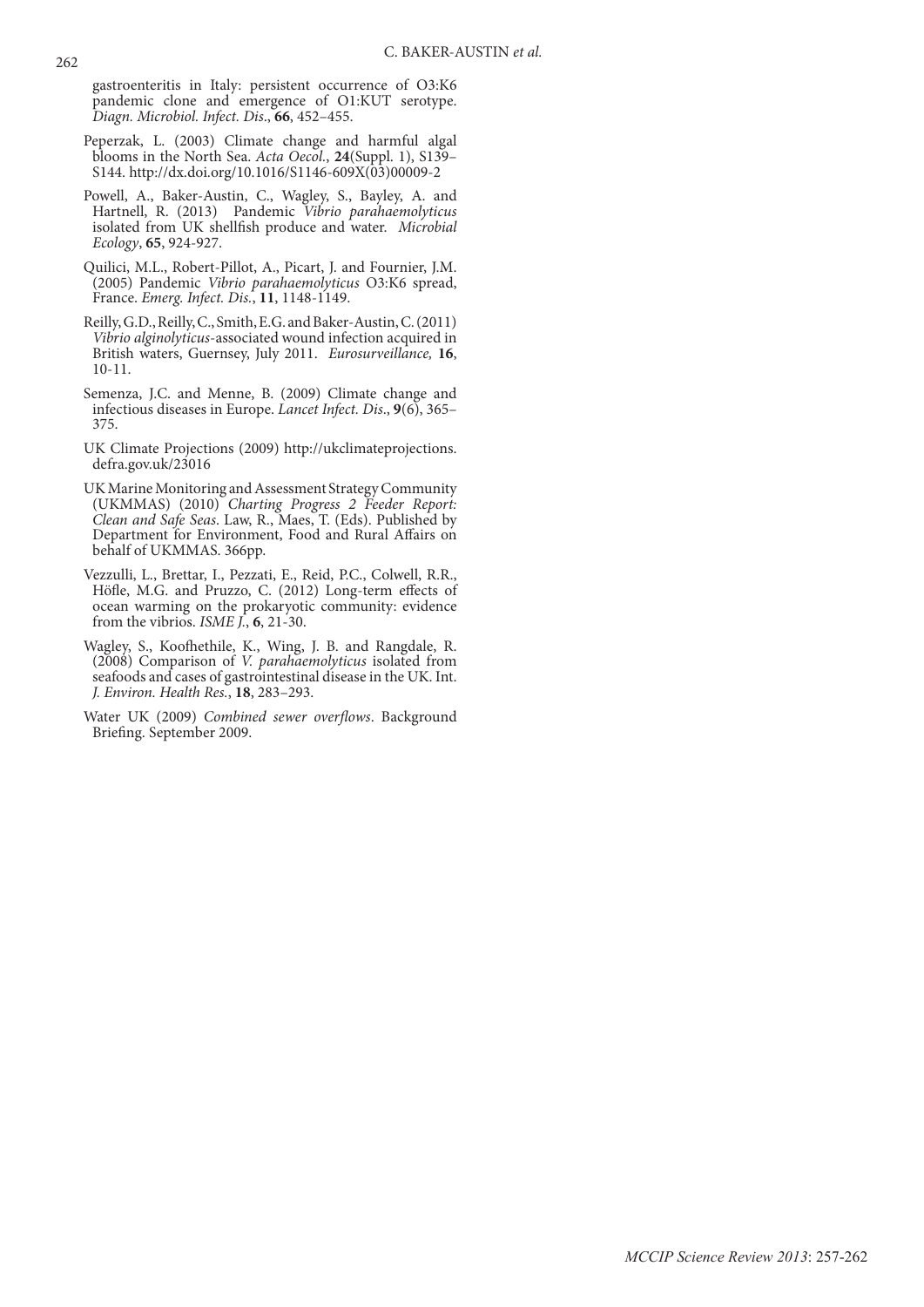gastroenteritis in Italy: persistent occurrence of O3:K6 pandemic clone and emergence of O1:KUT serotype. *Diagn. Microbiol. Infect. Dis*., **66**, 452–455.

Peperzak, L. (2003) Climate change and harmful algal blooms in the North Sea. *Acta Oecol.*, **24**(Suppl. 1), S139–S144. http://dx.doi.org/10.1016/S1146-609X(03)00009-2

Powell, A., Baker-Austin, C., Wagley, S., Bayley, A. and Hartnell, R. (2013) Pandemic *Vibrio parahaemolyticus* isolated from UK shellfish produce and water. *Microbial Ecology*, **65**, 924-927.

Quilici, M.L., Robert-Pillot, A., Picart, J. and Fournier, J.M. (2005) Pandemic *Vibrio parahaemolyticus* O3:K6 spread, France. *Emerg. Infect. Dis.*, **11**, 1148-1149.

Reilly, G.D., Reilly, C., Smith, E.G. and Baker-Austin, C. (2011) *Vibrio alginolyticus*-associated wound infection acquired in British waters, Guernsey, July 2011. *Eurosurveillance,* **16**, 10-11.

Semenza, J.C. and Menne, B. (2009) Climate change and infectious diseases in Europe. *Lancet Infect. Dis*., **9**(6), 365–375.

UK Climate Projections (2009) http://ukclimateprojections.defra.gov.uk/23016

UK Marine Monitoring and Assessment Strategy Community (UKMMAS) (2010) *Charting Progress 2 Feeder Report: Clean and Safe Seas*. Law, R., Maes, T. (Eds). Published by Department for Environment, Food and Rural Affairs on behalf of UKMMAS. 366pp.

Vezzulli, L., Brettar, I., Pezzati, E., Reid, P.C., Colwell, R.R., Höfle, M.G. and Pruzzo, C. (2012) Long-term effects of ocean warming on the prokaryotic community: evidence from the vibrios. *ISME J.*, **6**, 21-30.

Wagley, S., Koofhethile, K., Wing, J. B. and Rangdale, R. (2008) Comparison of *V. parahaemolyticus* isolated from seafoods and cases of gastrointestinal disease in the UK. Int. *J. Environ. Health Res.*, **18**, 283–293.

Water UK (2009) *Combined sewer overflows*. Background Briefing. September 2009.